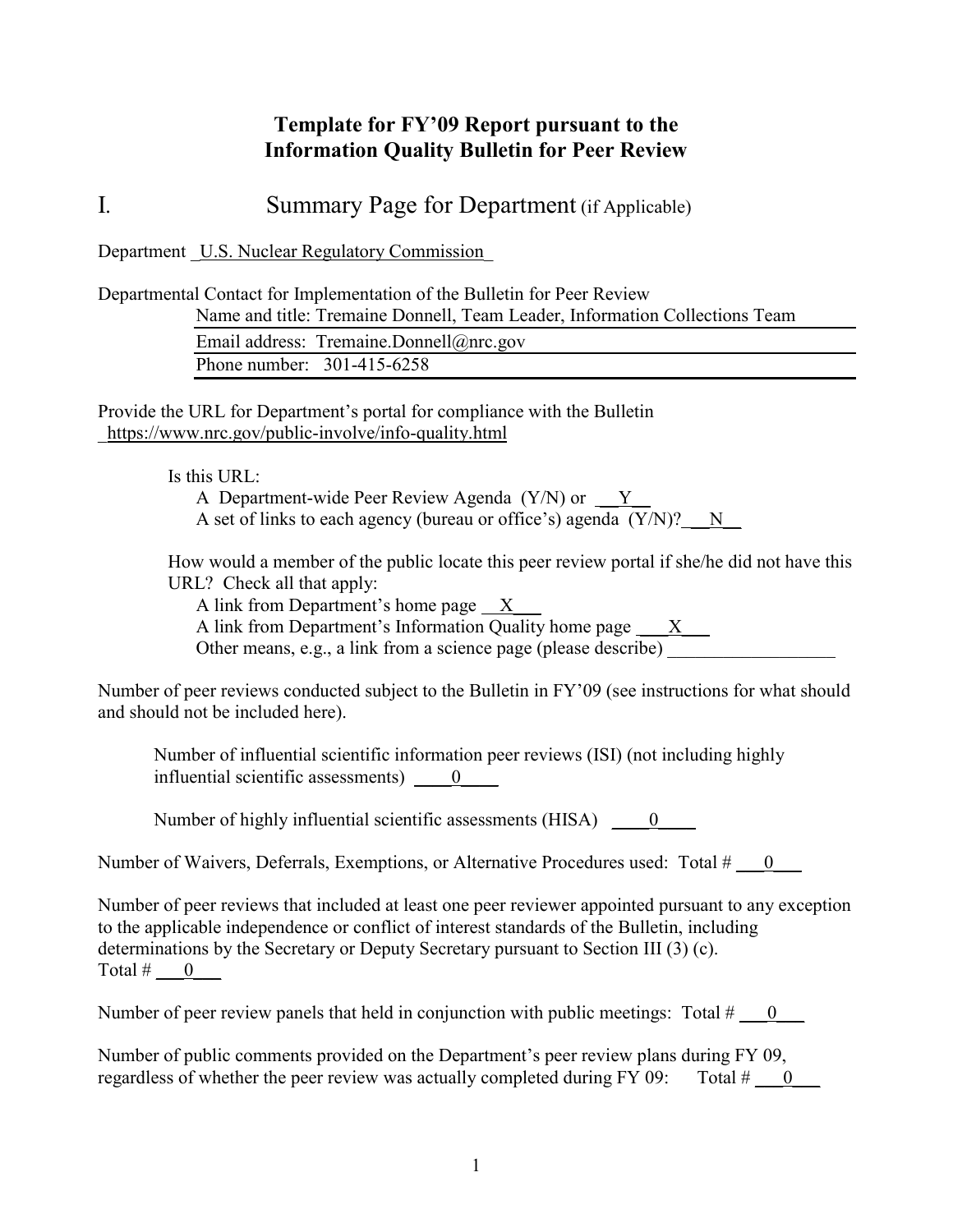# Template for FY'09 Report pursuant to the Information Quality Bulletin for Peer Review

## I. Summary Page for Department (if Applicable)

Department U.S. Nuclear Regulatory Commission

Departmental Contact for Implementation of the Bulletin for Peer Review

Name and title: Tremaine Donnell, Team Leader, Information Collections Team

Email address: Tremaine.Donnell@nrc.gov

Phone number: 301-415-6258

Provide the URL for Department's portal for compliance with the Bulletin
https://www.nrc.gov/public-involve/info-quality.html

Is this URL:

A Department-wide Peer Review Agenda (Y/N) or __Y__

A set of links to each agency (bureau or office's) agenda (Y/N)? __N__

How would a member of the public locate this peer review portal if she/he did not have this URL? Check all that apply:

A link from Department's home page __X__

A link from Department's Information Quality home page __X__

Other means, e.g., a link from a science page (please describe) ________

Number of peer reviews conducted subject to the Bulletin in FY'09 (see instructions for what should and should not be included here).

Number of influential scientific information peer reviews (ISI) (not including highly influential scientific assessments) __0__

Number of highly influential scientific assessments (HISA) __0__

Number of Waivers, Deferrals, Exemptions, or Alternative Procedures used: Total # __0__

Number of peer reviews that included at least one peer reviewer appointed pursuant to any exception to the applicable independence or conflict of interest standards of the Bulletin, including determinations by the Secretary or Deputy Secretary pursuant to Section III (3) (c).
Total # __0__

Number of peer review panels that held in conjunction with public meetings: Total # __0__

Number of public comments provided on the Department's peer review plans during FY 09, regardless of whether the peer review was actually completed during FY 09: Total # __0__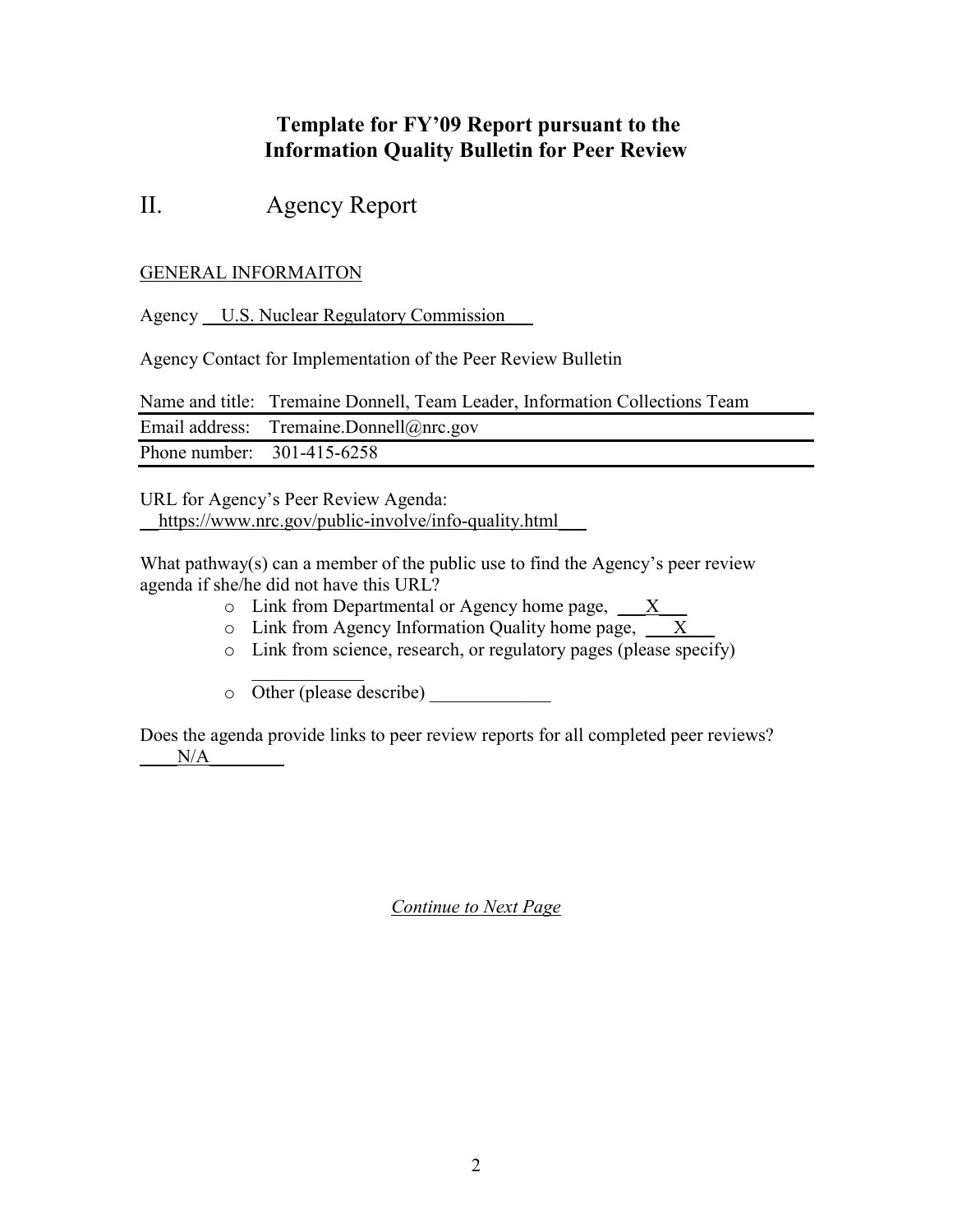# Template for FY'09 Report pursuant to the Information Quality Bulletin for Peer Review

## II. Agency Report

GENERAL INFORMAITON

Agency U.S. Nuclear Regulatory Commission

Agency Contact for Implementation of the Peer Review Bulletin

| | |
|---|---|
| Name and title: | Tremaine Donnell, Team Leader, Information Collections Team |
| Email address: | Tremaine.Donnell@nrc.gov |
| Phone number: | 301-415-6258 |

URL for Agency's Peer Review Agenda:
https://www.nrc.gov/public-involve/info-quality.html

What pathway(s) can a member of the public use to find the Agency's peer review agenda if she/he did not have this URL?

- Link from Departmental or Agency home page, X
- Link from Agency Information Quality home page, X
- Link from science, research, or regulatory pages (please specify) ____________
- Other (please describe) _____________

Does the agenda provide links to peer review reports for all completed peer reviews?
N/A

*Continue to Next Page*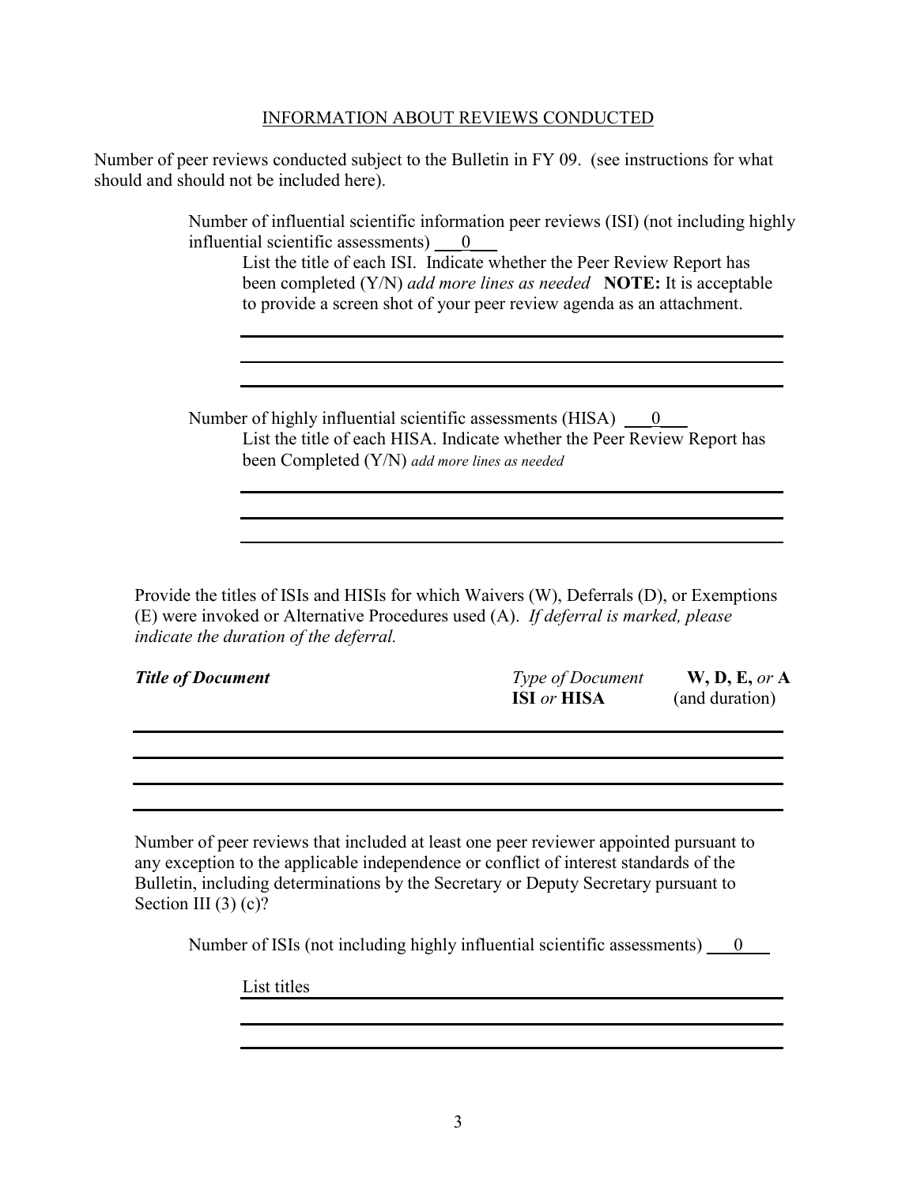INFORMATION ABOUT REVIEWS CONDUCTED

Number of peer reviews conducted subject to the Bulletin in FY 09. (see instructions for what should and should not be included here).

Number of influential scientific information peer reviews (ISI) (not including highly influential scientific assessments) \_\_\_0\_\_\_

List the title of each ISI. Indicate whether the Peer Review Report has been completed (Y/N) *add more lines as needed* **NOTE:** It is acceptable to provide a screen shot of your peer review agenda as an attachment.

Number of highly influential scientific assessments (HISA) \_\_\_0\_\_\_

List the title of each HISA. Indicate whether the Peer Review Report has been Completed (Y/N) *add more lines as needed*

Provide the titles of ISIs and HISIs for which Waivers (W), Deferrals (D), or Exemptions (E) were invoked or Alternative Procedures used (A). *If deferral is marked, please indicate the duration of the deferral.*

| ***Title of Document*** | *Type of Document* **ISI** *or* **HISA** | **W, D, E,** *or* **A** (and duration) |
|---|---|---|
| | | |
| | | |
| | | |

Number of peer reviews that included at least one peer reviewer appointed pursuant to any exception to the applicable independence or conflict of interest standards of the Bulletin, including determinations by the Secretary or Deputy Secretary pursuant to Section III (3) (c)?

Number of ISIs (not including highly influential scientific assessments) \_\_\_0\_\_\_

List titles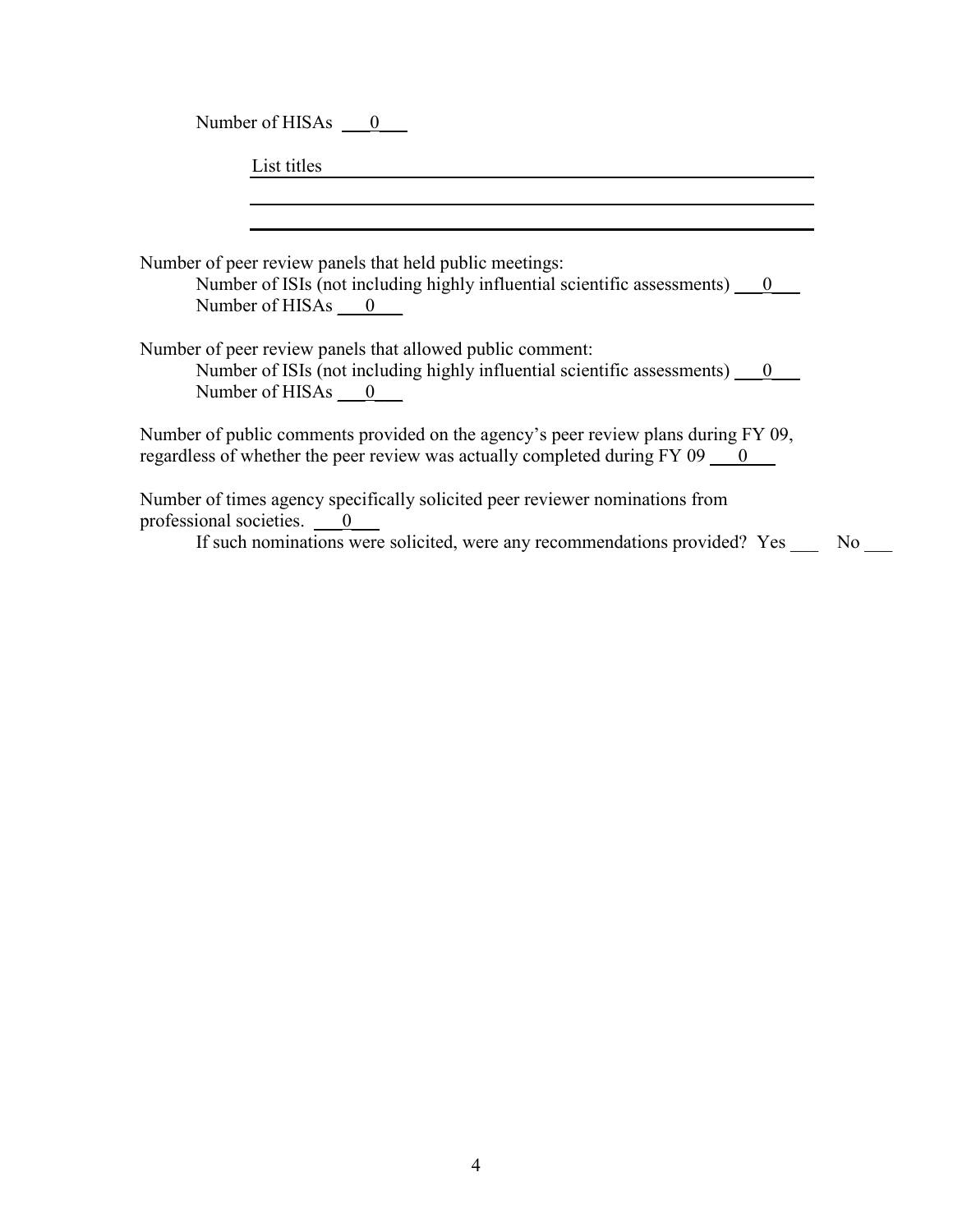Number of HISAs 0

List titles

Number of peer review panels that held public meetings:

Number of ISIs (not including highly influential scientific assessments) 0

Number of HISAs 0

Number of peer review panels that allowed public comment:

Number of ISIs (not including highly influential scientific assessments) 0

Number of HISAs 0

Number of public comments provided on the agency's peer review plans during FY 09, regardless of whether the peer review was actually completed during FY 09 0

Number of times agency specifically solicited peer reviewer nominations from professional societies. 0

If such nominations were solicited, were any recommendations provided? Yes ___ No ___